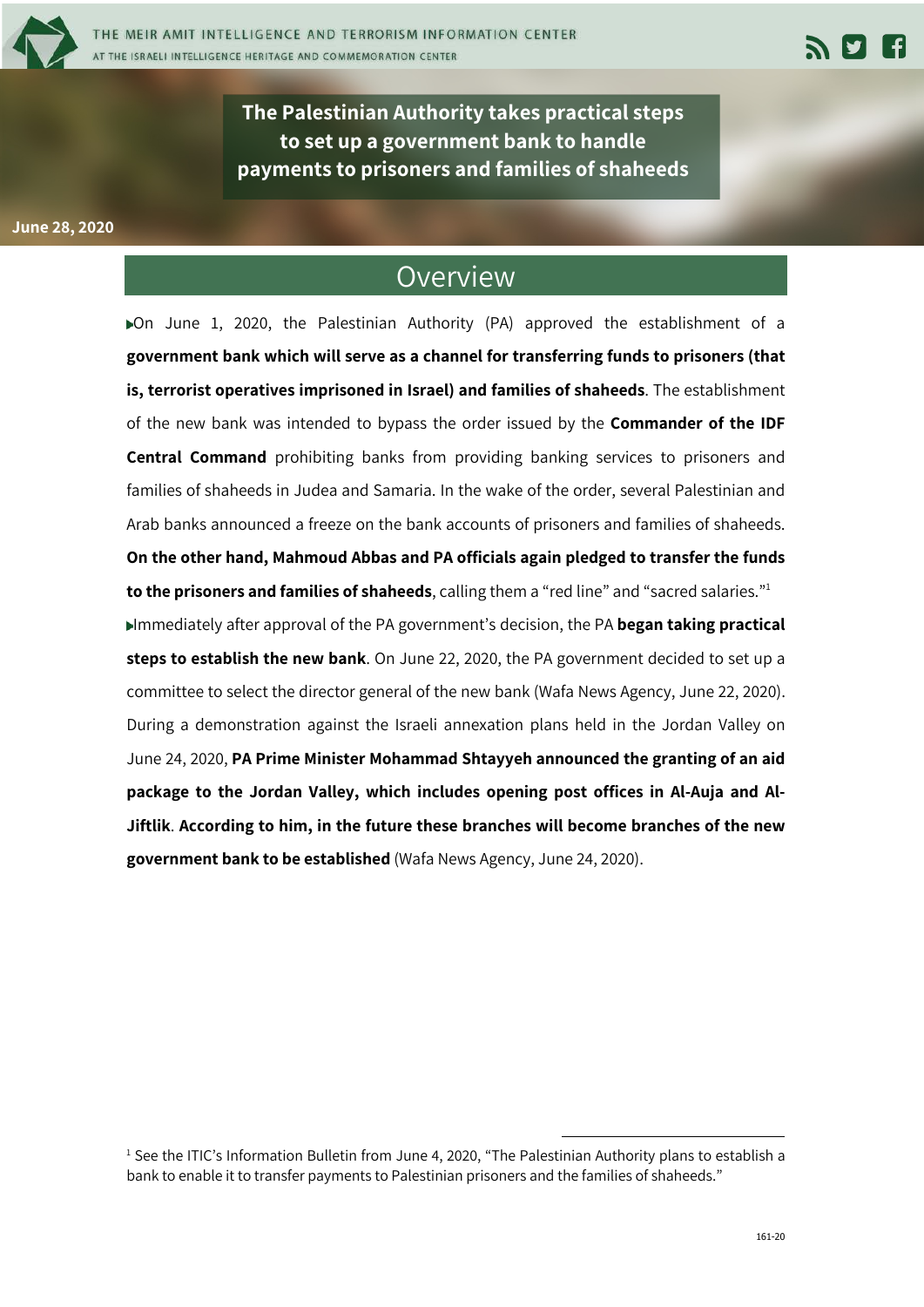# The Palestinian Authority takes practical steps to set up a government bank to handle payments to prisoners and families of shaheeds

**June 28, 2020**

## Overview

- On June 1, 2020, the Palestinian Authority (PA) approved the establishment of a **government bank which will serve as a channel for transferring funds to prisoners (that is, terrorist operatives imprisoned in Israel) and families of shaheeds**. The establishment of the new bank was intended to bypass the order issued by the **Commander of the IDF Central Command** prohibiting banks from providing banking services to prisoners and families of shaheeds in Judea and Samaria. In the wake of the order, several Palestinian and Arab banks announced a freeze on the bank accounts of prisoners and families of shaheeds. **On the other hand, Mahmoud Abbas and PA officials again pledged to transfer the funds to the prisoners and families of shaheeds**, calling them a "red line" and "sacred salaries."[1]
- Immediately after approval of the PA government's decision, the PA **began taking practical steps to establish the new bank**. On June 22, 2020, the PA government decided to set up a committee to select the director general of the new bank (Wafa News Agency, June 22, 2020). During a demonstration against the Israeli annexation plans held in the Jordan Valley on June 24, 2020, **PA Prime Minister Mohammad Shtayyeh announced the granting of an aid package to the Jordan Valley, which includes opening post offices in Al-Auja and Al-Jiftlik**. **According to him, in the future these branches will become branches of the new government bank to be established** (Wafa News Agency, June 24, 2020).

---

[1] See the ITIC's Information Bulletin from June 4, 2020, "The Palestinian Authority plans to establish a bank to enable it to transfer payments to Palestinian prisoners and the families of shaheeds."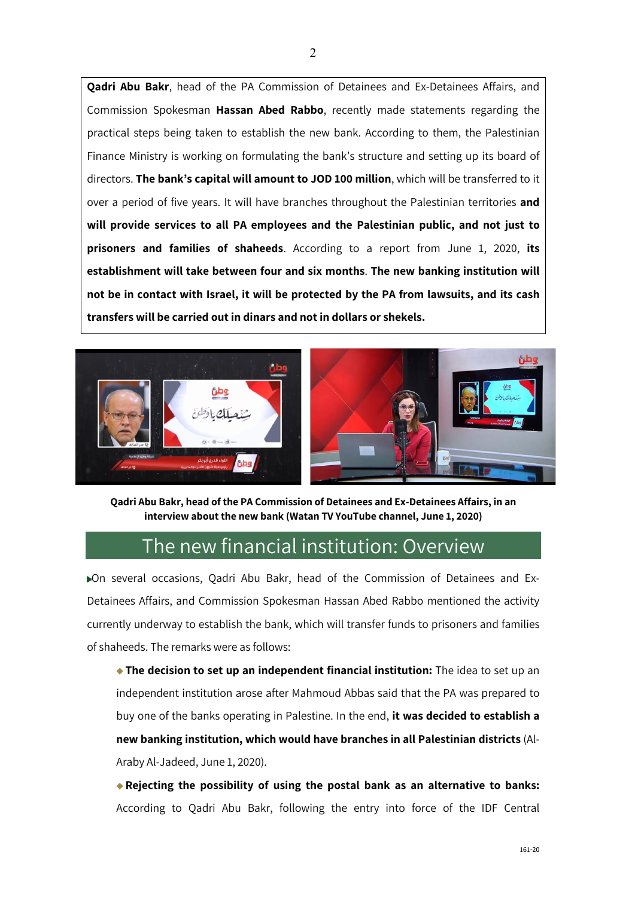**Qadri Abu Bakr**, head of the PA Commission of Detainees and Ex-Detainees Affairs, and Commission Spokesman **Hassan Abed Rabbo**, recently made statements regarding the practical steps being taken to establish the new bank. According to them, the Palestinian Finance Ministry is working on formulating the bank's structure and setting up its board of directors. **The bank's capital will amount to JOD 100 million**, which will be transferred to it over a period of five years. It will have branches throughout the Palestinian territories **and will provide services to all PA employees and the Palestinian public, and not just to prisoners and families of shaheeds**. According to a report from June 1, 2020, **its establishment will take between four and six months**. **The new banking institution will not be in contact with Israel, it will be protected by the PA from lawsuits, and its cash transfers will be carried out in dinars and not in dollars or shekels.**

**Qadri Abu Bakr, head of the PA Commission of Detainees and Ex-Detainees Affairs, in an interview about the new bank (Watan TV YouTube channel, June 1, 2020)**

## The new financial institution: Overview

- On several occasions, Qadri Abu Bakr, head of the Commission of Detainees and Ex-Detainees Affairs, and Commission Spokesman Hassan Abed Rabbo mentioned the activity currently underway to establish the bank, which will transfer funds to prisoners and families of shaheeds. The remarks were as follows:
  - **The decision to set up an independent financial institution:** The idea to set up an independent institution arose after Mahmoud Abbas said that the PA was prepared to buy one of the banks operating in Palestine. In the end, **it was decided to establish a new banking institution, which would have branches in all Palestinian districts** (Al-Araby Al-Jadeed, June 1, 2020).
  - **Rejecting the possibility of using the postal bank as an alternative to banks:** According to Qadri Abu Bakr, following the entry into force of the IDF Central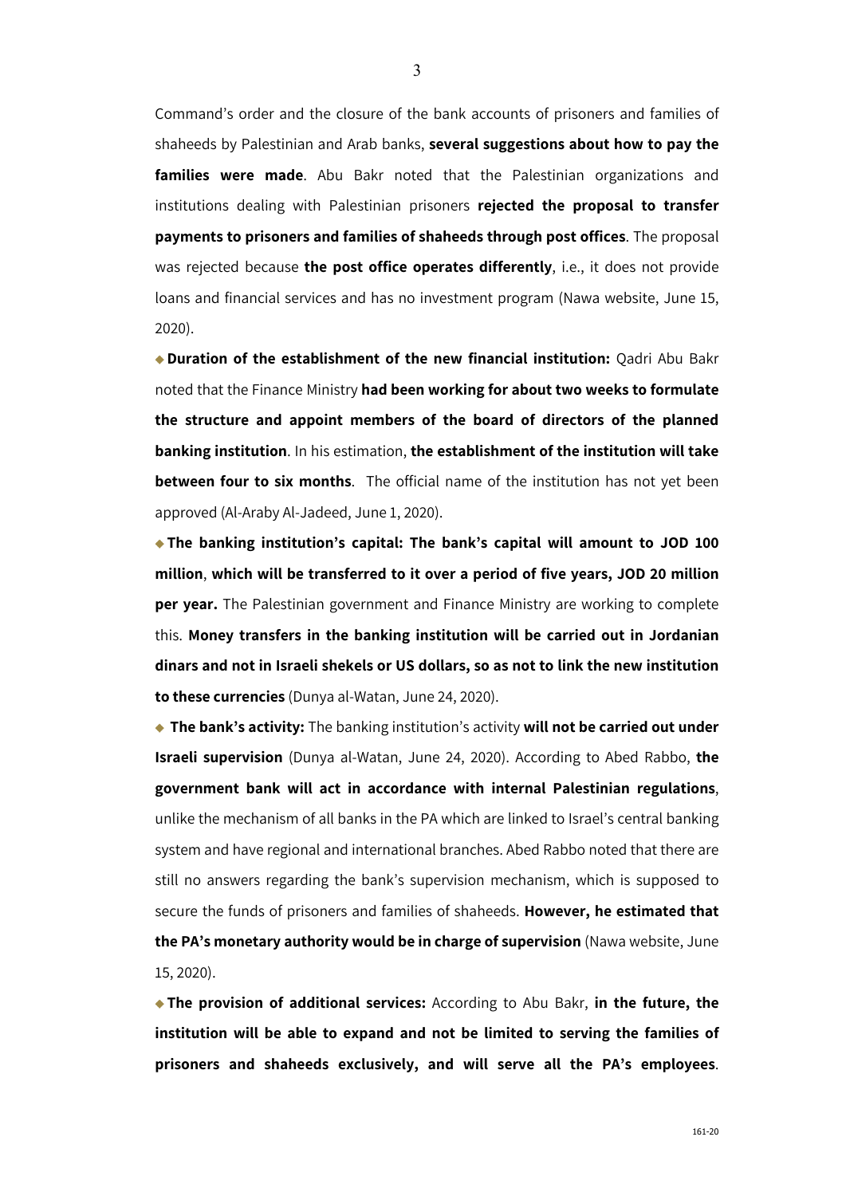Command's order and the closure of the bank accounts of prisoners and families of shaheeds by Palestinian and Arab banks, **several suggestions about how to pay the families were made**. Abu Bakr noted that the Palestinian organizations and institutions dealing with Palestinian prisoners **rejected the proposal to transfer payments to prisoners and families of shaheeds through post offices**. The proposal was rejected because **the post office operates differently**, i.e., it does not provide loans and financial services and has no investment program (Nawa website, June 15, 2020).

- **Duration of the establishment of the new financial institution:** Qadri Abu Bakr noted that the Finance Ministry **had been working for about two weeks to formulate the structure and appoint members of the board of directors of the planned banking institution**. In his estimation, **the establishment of the institution will take between four to six months**. The official name of the institution has not yet been approved (Al-Araby Al-Jadeed, June 1, 2020).

- **The banking institution's capital: The bank's capital will amount to JOD 100 million**, **which will be transferred to it over a period of five years, JOD 20 million per year.** The Palestinian government and Finance Ministry are working to complete this. **Money transfers in the banking institution will be carried out in Jordanian dinars and not in Israeli shekels or US dollars, so as not to link the new institution to these currencies** (Dunya al-Watan, June 24, 2020).

- **The bank's activity:** The banking institution's activity **will not be carried out under Israeli supervision** (Dunya al-Watan, June 24, 2020). According to Abed Rabbo, **the government bank will act in accordance with internal Palestinian regulations**, unlike the mechanism of all banks in the PA which are linked to Israel's central banking system and have regional and international branches. Abed Rabbo noted that there are still no answers regarding the bank's supervision mechanism, which is supposed to secure the funds of prisoners and families of shaheeds. **However, he estimated that the PA's monetary authority would be in charge of supervision** (Nawa website, June 15, 2020).

- **The provision of additional services:** According to Abu Bakr, **in the future, the institution will be able to expand and not be limited to serving the families of prisoners and shaheeds exclusively, and will serve all the PA's employees**.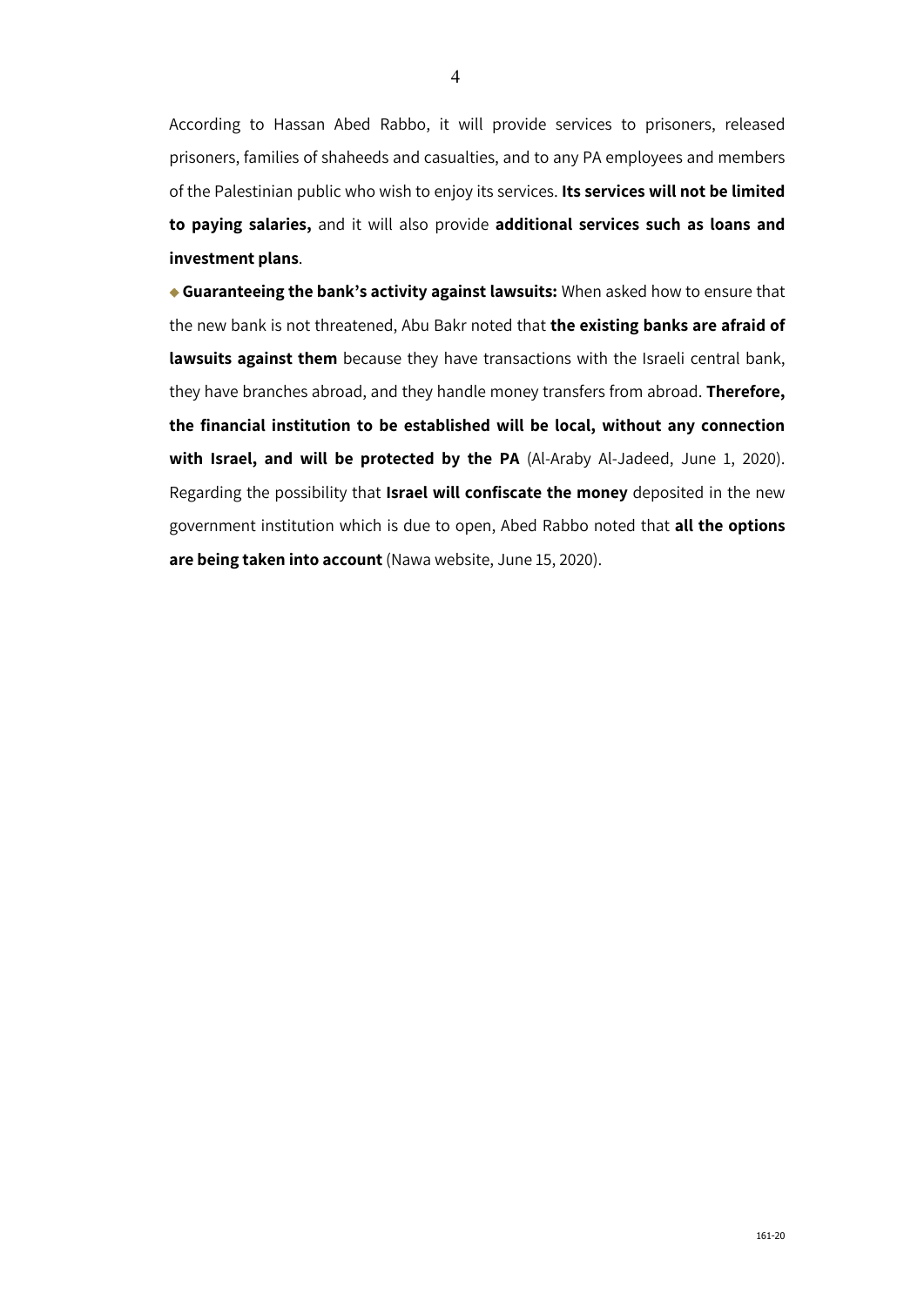According to Hassan Abed Rabbo, it will provide services to prisoners, released prisoners, families of shaheeds and casualties, and to any PA employees and members of the Palestinian public who wish to enjoy its services. **Its services will not be limited to paying salaries,** and it will also provide **additional services such as loans and investment plans**.

- **Guaranteeing the bank's activity against lawsuits:** When asked how to ensure that the new bank is not threatened, Abu Bakr noted that **the existing banks are afraid of lawsuits against them** because they have transactions with the Israeli central bank, they have branches abroad, and they handle money transfers from abroad. **Therefore, the financial institution to be established will be local, without any connection with Israel, and will be protected by the PA** (Al-Araby Al-Jadeed, June 1, 2020). Regarding the possibility that **Israel will confiscate the money** deposited in the new government institution which is due to open, Abed Rabbo noted that **all the options are being taken into account** (Nawa website, June 15, 2020).